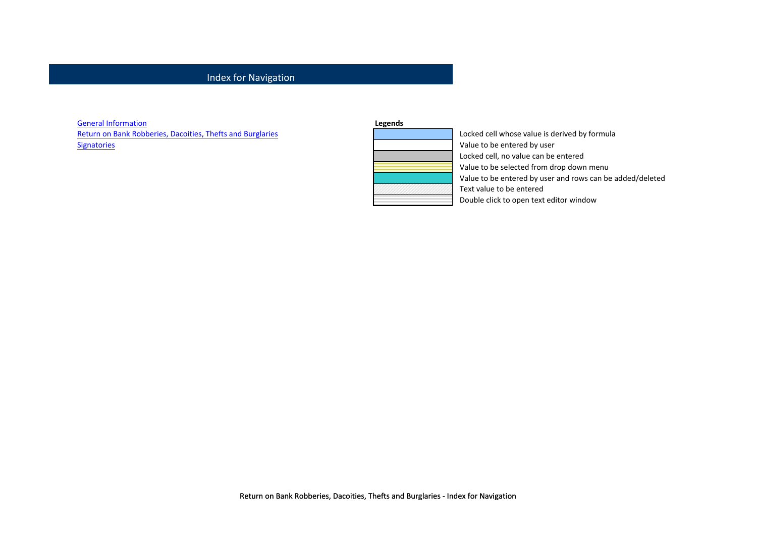# Index for Navigation

[General Information]
[Return on Bank Robberies, Dacoities, Thefts and Burglaries]
[Signatories]

**Legends**

| Legend | Description |
| --- | --- |
| | Locked cell whose value is derived by formula |
| | Value to be entered by user |
| | Locked cell, no value can be entered |
| | Value to be selected from drop down menu |
| | Value to be entered by user and rows can be added/deleted |
| | Text value to be entered |
| | Double click to open text editor window |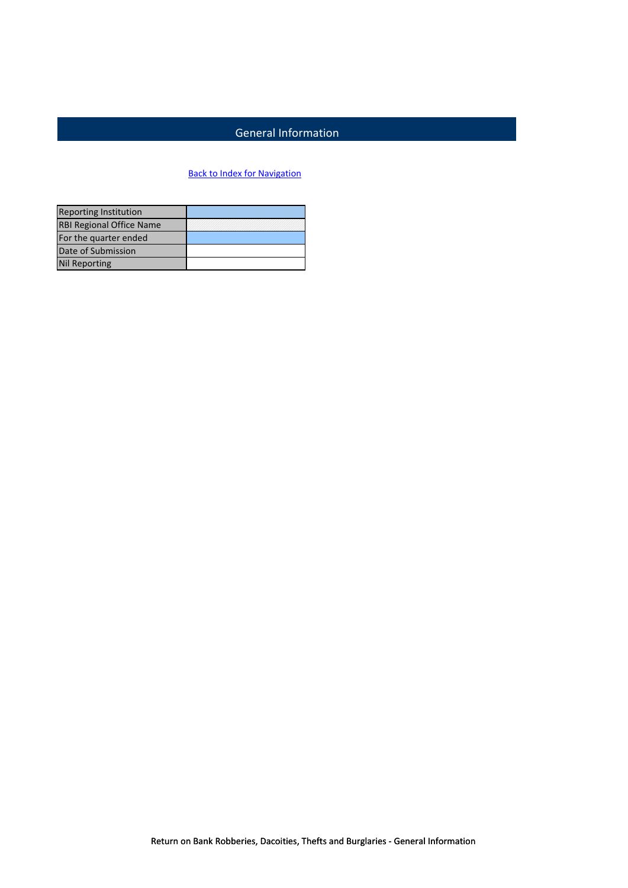# General Information

Back to Index for Navigation

| Reporting Institution | |
|---|---|
| RBI Regional Office Name | |
| For the quarter ended | |
| Date of Submission | |
| Nil Reporting | |

Return on Bank Robberies, Dacoities, Thefts and Burglaries - General Information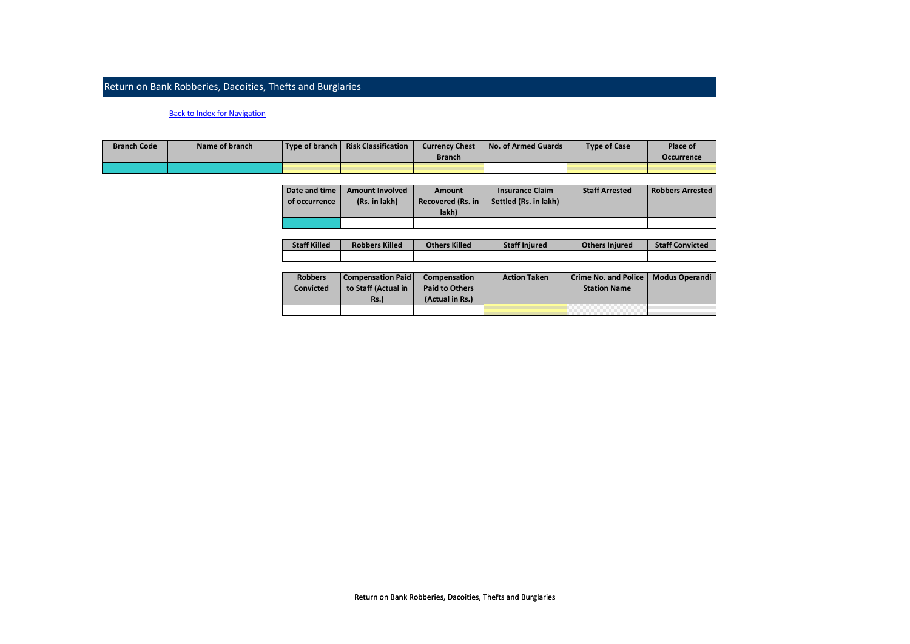# Return on Bank Robberies, Dacoities, Thefts and Burglaries

Back to Index for Navigation

| Branch Code | Name of branch | Type of branch | Risk Classification | Currency Chest Branch | No. of Armed Guards | Type of Case | Place of Occurrence |
|---|---|---|---|---|---|---|---|
| | | | | | | | |

| Date and time of occurrence | Amount Involved (Rs. in lakh) | Amount Recovered (Rs. in lakh) | Insurance Claim Settled (Rs. in lakh) | Staff Arrested | Robbers Arrested |
|---|---|---|---|---|---|
| | | | | | |

| Staff Killed | Robbers Killed | Others Killed | Staff Injured | Others Injured | Staff Convicted |
|---|---|---|---|---|---|
| | | | | | |

| Robbers Convicted | Compensation Paid to Staff (Actual in Rs.) | Compensation Paid to Others (Actual in Rs.) | Action Taken | Crime No. and Police Station Name | Modus Operandi |
|---|---|---|---|---|---|
| | | | | | |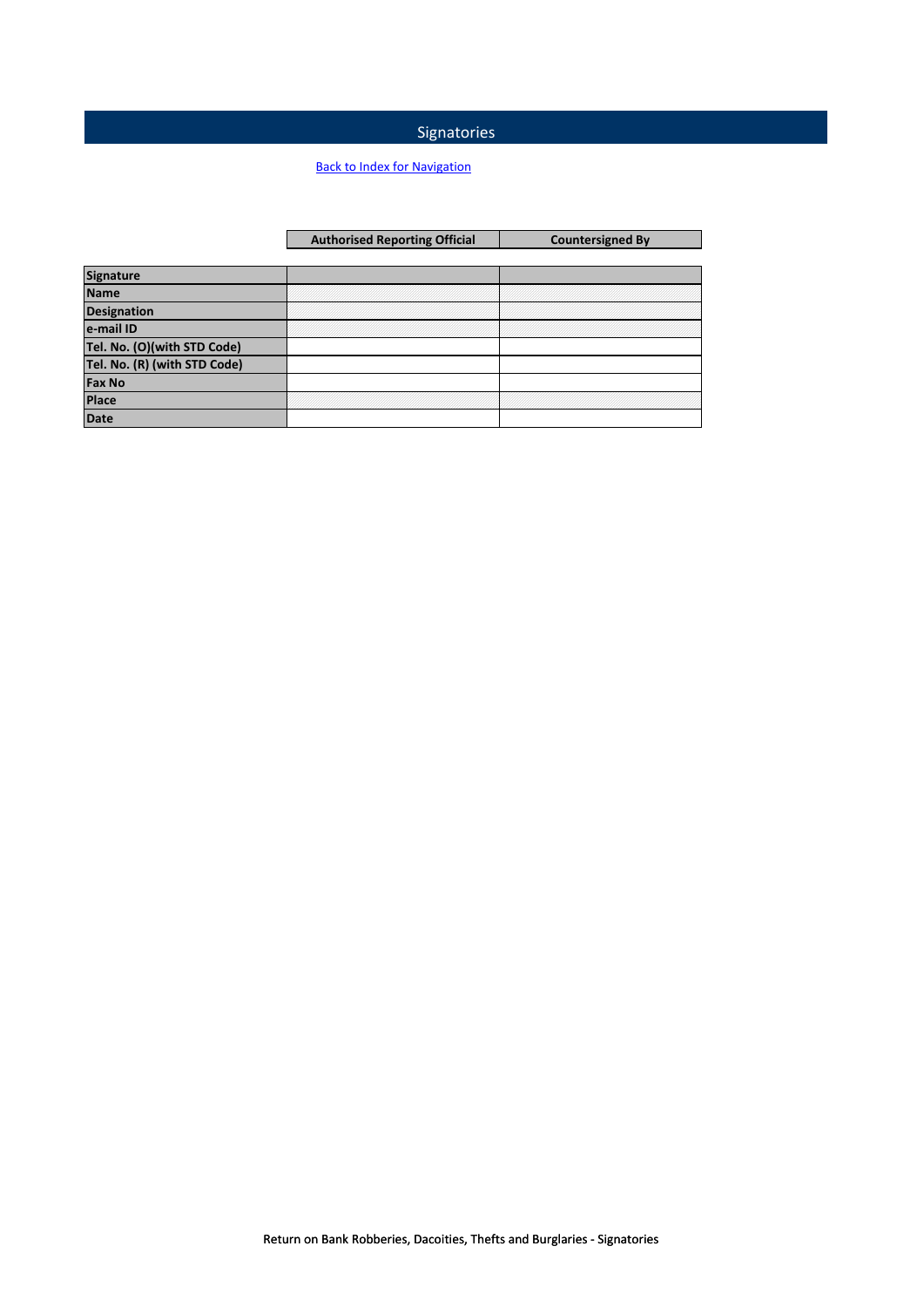# Signatories

[Back to Index for Navigation]

| | Authorised Reporting Official | Countersigned By |
|---|---|---|
| Signature | | |
| Name | | |
| Designation | | |
| e-mail ID | | |
| Tel. No. (O)(with STD Code) | | |
| Tel. No. (R) (with STD Code) | | |
| Fax No | | |
| Place | | |
| Date | | |